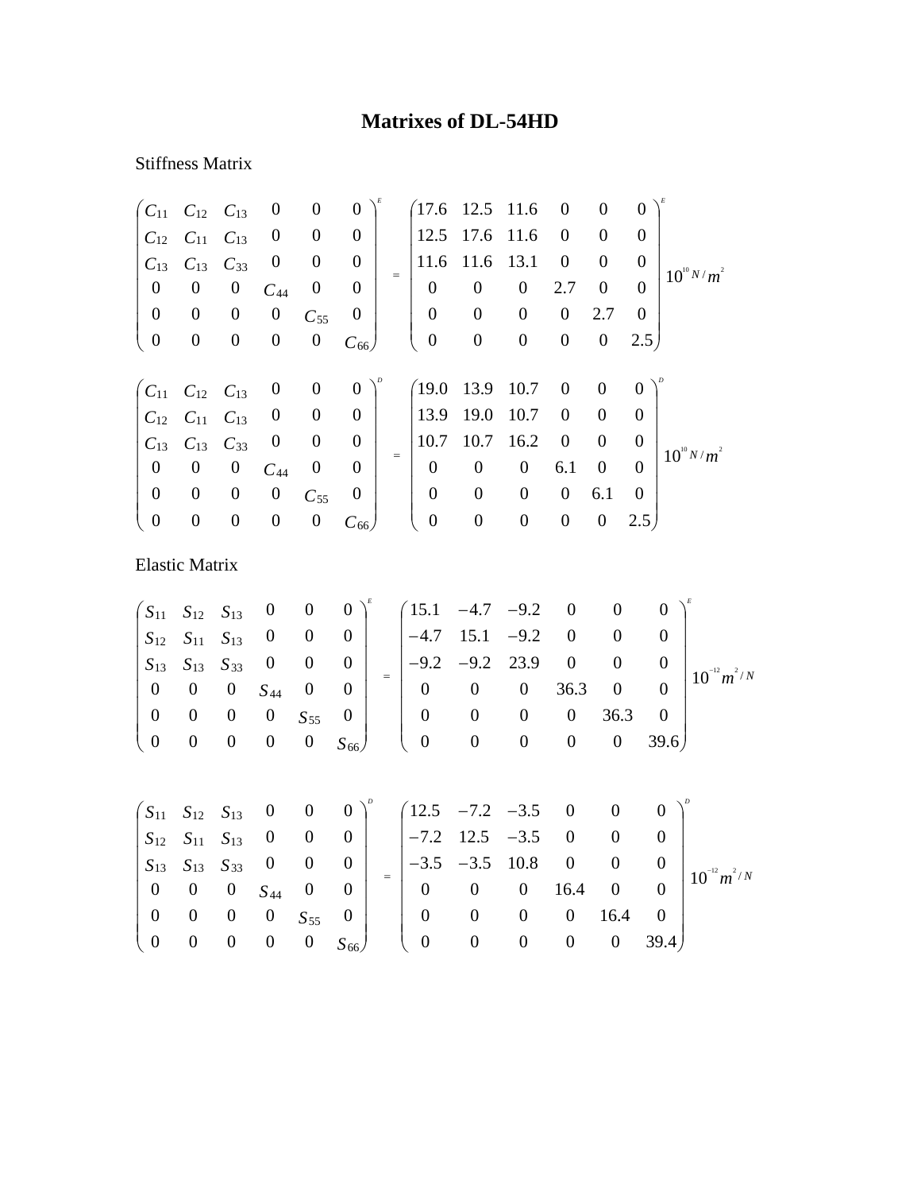# Matrixes of DL-54HD

Stiffness Matrix

$$
\begin{pmatrix}
C_{11} & C_{12} & C_{13} & 0 & 0 & 0 \\
C_{12} & C_{11} & C_{13} & 0 & 0 & 0 \\
C_{13} & C_{13} & C_{33} & 0 & 0 & 0 \\
0 & 0 & 0 & C_{44} & 0 & 0 \\
0 & 0 & 0 & 0 & C_{55} & 0 \\
0 & 0 & 0 & 0 & 0 & C_{66}
\end{pmatrix}^{E}
=
\begin{pmatrix}
17.6 & 12.5 & 11.6 & 0 & 0 & 0 \\
12.5 & 17.6 & 11.6 & 0 & 0 & 0 \\
11.6 & 11.6 & 13.1 & 0 & 0 & 0 \\
0 & 0 & 0 & 2.7 & 0 & 0 \\
0 & 0 & 0 & 0 & 2.7 & 0 \\
0 & 0 & 0 & 0 & 0 & 2.5
\end{pmatrix}^{E}
10^{10}\, N/m^{2}
$$

$$
\begin{pmatrix}
C_{11} & C_{12} & C_{13} & 0 & 0 & 0 \\
C_{12} & C_{11} & C_{13} & 0 & 0 & 0 \\
C_{13} & C_{13} & C_{33} & 0 & 0 & 0 \\
0 & 0 & 0 & C_{44} & 0 & 0 \\
0 & 0 & 0 & 0 & C_{55} & 0 \\
0 & 0 & 0 & 0 & 0 & C_{66}
\end{pmatrix}^{D}
=
\begin{pmatrix}
19.0 & 13.9 & 10.7 & 0 & 0 & 0 \\
13.9 & 19.0 & 10.7 & 0 & 0 & 0 \\
10.7 & 10.7 & 16.2 & 0 & 0 & 0 \\
0 & 0 & 0 & 6.1 & 0 & 0 \\
0 & 0 & 0 & 0 & 6.1 & 0 \\
0 & 0 & 0 & 0 & 0 & 2.5
\end{pmatrix}^{D}
10^{10}\, N/m^{2}
$$

Elastic Matrix

$$
\begin{pmatrix}
S_{11} & S_{12} & S_{13} & 0 & 0 & 0 \\
S_{12} & S_{11} & S_{13} & 0 & 0 & 0 \\
S_{13} & S_{13} & S_{33} & 0 & 0 & 0 \\
0 & 0 & 0 & S_{44} & 0 & 0 \\
0 & 0 & 0 & 0 & S_{55} & 0 \\
0 & 0 & 0 & 0 & 0 & S_{66}
\end{pmatrix}^{E}
=
\begin{pmatrix}
15.1 & -4.7 & -9.2 & 0 & 0 & 0 \\
-4.7 & 15.1 & -9.2 & 0 & 0 & 0 \\
-9.2 & -9.2 & 23.9 & 0 & 0 & 0 \\
0 & 0 & 0 & 36.3 & 0 & 0 \\
0 & 0 & 0 & 0 & 36.3 & 0 \\
0 & 0 & 0 & 0 & 0 & 39.6
\end{pmatrix}^{E}
10^{-12}\, m^{2}/N
$$

$$
\begin{pmatrix}
S_{11} & S_{12} & S_{13} & 0 & 0 & 0 \\
S_{12} & S_{11} & S_{13} & 0 & 0 & 0 \\
S_{13} & S_{13} & S_{33} & 0 & 0 & 0 \\
0 & 0 & 0 & S_{44} & 0 & 0 \\
0 & 0 & 0 & 0 & S_{55} & 0 \\
0 & 0 & 0 & 0 & 0 & S_{66}
\end{pmatrix}^{D}
=
\begin{pmatrix}
12.5 & -7.2 & -3.5 & 0 & 0 & 0 \\
-7.2 & 12.5 & -3.5 & 0 & 0 & 0 \\
-3.5 & -3.5 & 10.8 & 0 & 0 & 0 \\
0 & 0 & 0 & 16.4 & 0 & 0 \\
0 & 0 & 0 & 0 & 16.4 & 0 \\
0 & 0 & 0 & 0 & 0 & 39.4
\end{pmatrix}^{D}
10^{-12}\, m^{2}/N
$$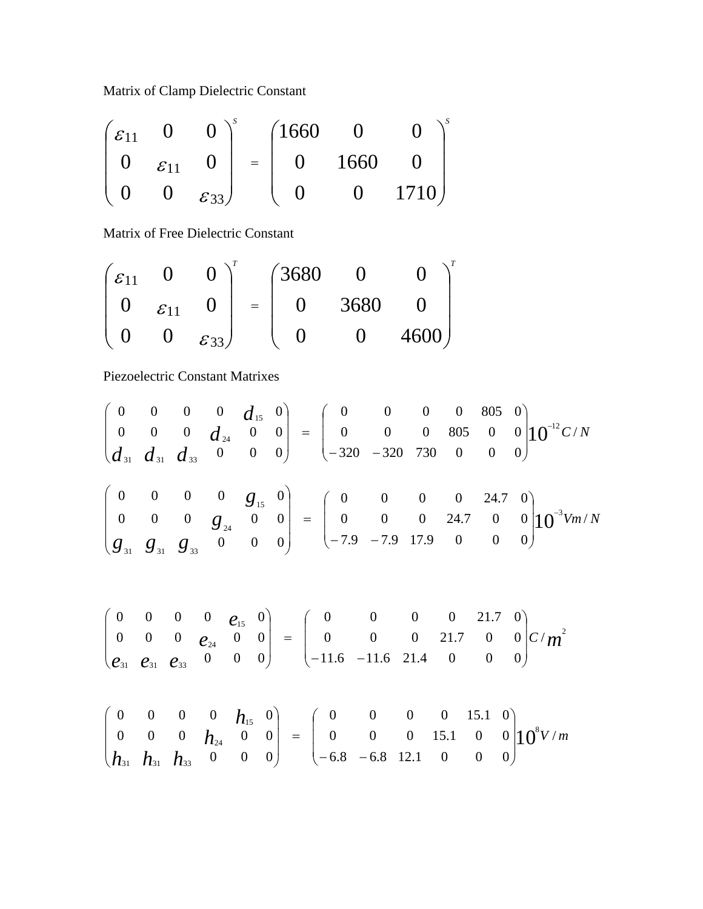Matrix of Clamp Dielectric Constant

$$\begin{pmatrix} \varepsilon_{11} & 0 & 0 \\ 0 & \varepsilon_{11} & 0 \\ 0 & 0 & \varepsilon_{33} \end{pmatrix}^S = \begin{pmatrix} 1660 & 0 & 0 \\ 0 & 1660 & 0 \\ 0 & 0 & 1710 \end{pmatrix}^S$$

Matrix of Free Dielectric Constant

$$\begin{pmatrix} \varepsilon_{11} & 0 & 0 \\ 0 & \varepsilon_{11} & 0 \\ 0 & 0 & \varepsilon_{33} \end{pmatrix}^T = \begin{pmatrix} 3680 & 0 & 0 \\ 0 & 3680 & 0 \\ 0 & 0 & 4600 \end{pmatrix}^T$$

Piezoelectric Constant Matrixes

$$\begin{pmatrix} 0 & 0 & 0 & 0 & d_{15} & 0 \\ 0 & 0 & 0 & d_{24} & 0 & 0 \\ d_{31} & d_{31} & d_{33} & 0 & 0 & 0 \end{pmatrix} = \begin{pmatrix} 0 & 0 & 0 & 0 & 805 & 0 \\ 0 & 0 & 0 & 805 & 0 & 0 \\ -320 & -320 & 730 & 0 & 0 & 0 \end{pmatrix} 10^{-12}\, C/N$$

$$\begin{pmatrix} 0 & 0 & 0 & 0 & g_{15} & 0 \\ 0 & 0 & 0 & g_{24} & 0 & 0 \\ g_{31} & g_{31} & g_{33} & 0 & 0 & 0 \end{pmatrix} = \begin{pmatrix} 0 & 0 & 0 & 0 & 24.7 & 0 \\ 0 & 0 & 0 & 24.7 & 0 & 0 \\ -7.9 & -7.9 & 17.9 & 0 & 0 & 0 \end{pmatrix} 10^{-3}\, Vm/N$$

$$\begin{pmatrix} 0 & 0 & 0 & 0 & e_{15} & 0 \\ 0 & 0 & 0 & e_{24} & 0 & 0 \\ e_{31} & e_{31} & e_{33} & 0 & 0 & 0 \end{pmatrix} = \begin{pmatrix} 0 & 0 & 0 & 0 & 21.7 & 0 \\ 0 & 0 & 0 & 21.7 & 0 & 0 \\ -11.6 & -11.6 & 21.4 & 0 & 0 & 0 \end{pmatrix} C/m^2$$

$$\begin{pmatrix} 0 & 0 & 0 & 0 & h_{15} & 0 \\ 0 & 0 & 0 & h_{24} & 0 & 0 \\ h_{31} & h_{31} & h_{33} & 0 & 0 & 0 \end{pmatrix} = \begin{pmatrix} 0 & 0 & 0 & 0 & 15.1 & 0 \\ 0 & 0 & 0 & 15.1 & 0 & 0 \\ -6.8 & -6.8 & 12.1 & 0 & 0 & 0 \end{pmatrix} 10^{8}\, V/m$$